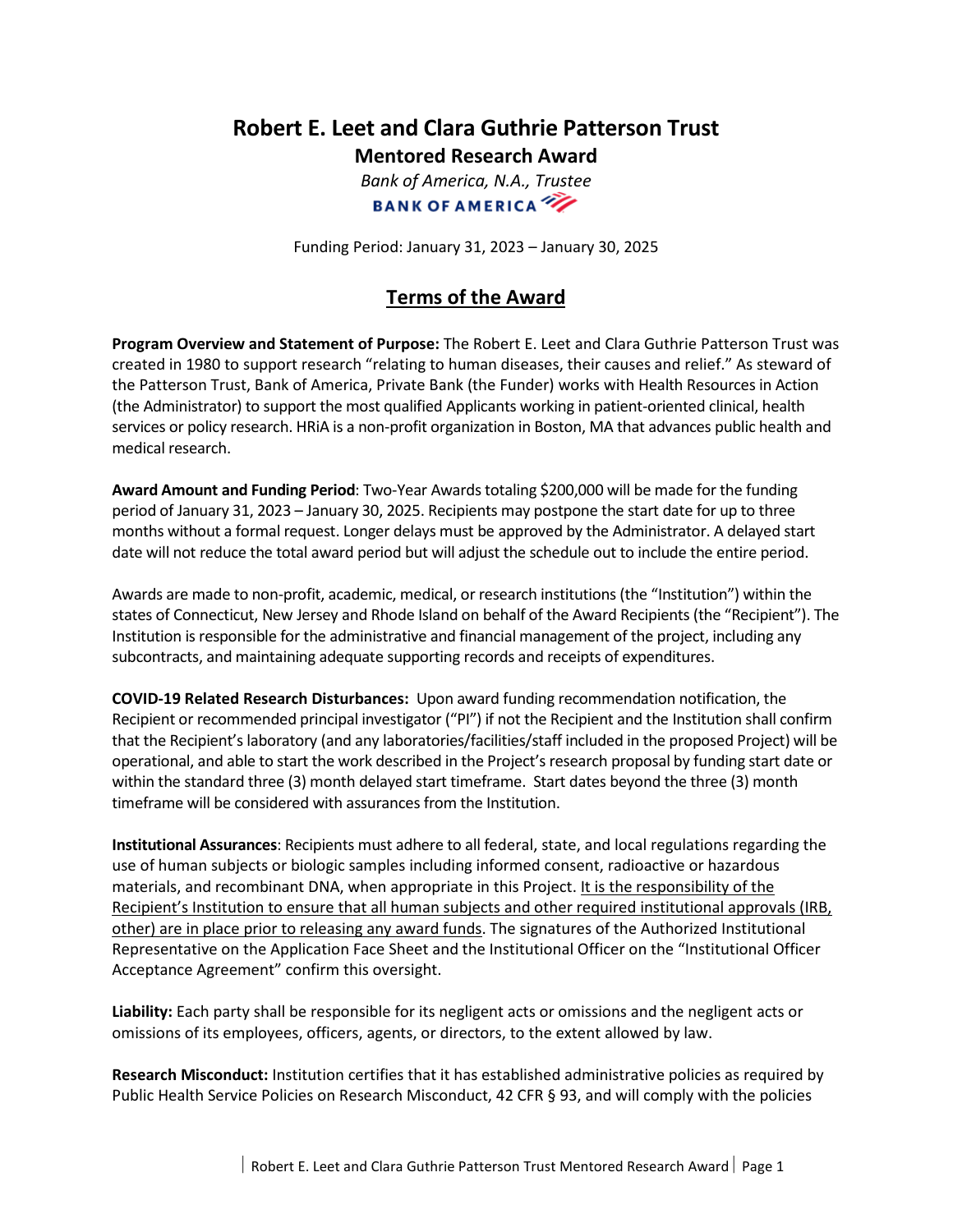# Robert E. Leet and Clara Guthrie Patterson Trust

## Mentored Research Award

*Bank of America, N.A., Trustee*

BANK OF AMERICA

Funding Period: January 31, 2023 – January 30, 2025

## Terms of the Award

**Program Overview and Statement of Purpose:** The Robert E. Leet and Clara Guthrie Patterson Trust was created in 1980 to support research "relating to human diseases, their causes and relief." As steward of the Patterson Trust, Bank of America, Private Bank (the Funder) works with Health Resources in Action (the Administrator) to support the most qualified Applicants working in patient-oriented clinical, health services or policy research. HRiA is a non-profit organization in Boston, MA that advances public health and medical research.

**Award Amount and Funding Period**: Two-Year Awards totaling $200,000 will be made for the funding period of January 31, 2023 – January 30, 2025. Recipients may postpone the start date for up to three months without a formal request. Longer delays must be approved by the Administrator. A delayed start date will not reduce the total award period but will adjust the schedule out to include the entire period.

Awards are made to non-profit, academic, medical, or research institutions (the "Institution") within the states of Connecticut, New Jersey and Rhode Island on behalf of the Award Recipients (the "Recipient"). The Institution is responsible for the administrative and financial management of the project, including any subcontracts, and maintaining adequate supporting records and receipts of expenditures.

**COVID-19 Related Research Disturbances:** Upon award funding recommendation notification, the Recipient or recommended principal investigator ("PI") if not the Recipient and the Institution shall confirm that the Recipient's laboratory (and any laboratories/facilities/staff included in the proposed Project) will be operational, and able to start the work described in the Project's research proposal by funding start date or within the standard three (3) month delayed start timeframe. Start dates beyond the three (3) month timeframe will be considered with assurances from the Institution.

**Institutional Assurances**: Recipients must adhere to all federal, state, and local regulations regarding the use of human subjects or biologic samples including informed consent, radioactive or hazardous materials, and recombinant DNA, when appropriate in this Project. It is the responsibility of the Recipient's Institution to ensure that all human subjects and other required institutional approvals (IRB, other) are in place prior to releasing any award funds. The signatures of the Authorized Institutional Representative on the Application Face Sheet and the Institutional Officer on the "Institutional Officer Acceptance Agreement" confirm this oversight.

**Liability:** Each party shall be responsible for its negligent acts or omissions and the negligent acts or omissions of its employees, officers, agents, or directors, to the extent allowed by law.

**Research Misconduct:** Institution certifies that it has established administrative policies as required by Public Health Service Policies on Research Misconduct, 42 CFR § 93, and will comply with the policies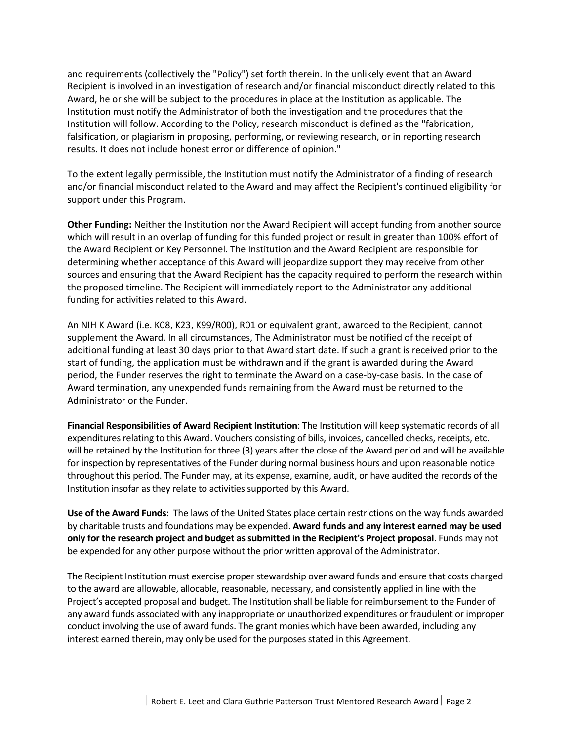and requirements (collectively the "Policy") set forth therein. In the unlikely event that an Award Recipient is involved in an investigation of research and/or financial misconduct directly related to this Award, he or she will be subject to the procedures in place at the Institution as applicable. The Institution must notify the Administrator of both the investigation and the procedures that the Institution will follow. According to the Policy, research misconduct is defined as the "fabrication, falsification, or plagiarism in proposing, performing, or reviewing research, or in reporting research results. It does not include honest error or difference of opinion."

To the extent legally permissible, the Institution must notify the Administrator of a finding of research and/or financial misconduct related to the Award and may affect the Recipient's continued eligibility for support under this Program.

**Other Funding:** Neither the Institution nor the Award Recipient will accept funding from another source which will result in an overlap of funding for this funded project or result in greater than 100% effort of the Award Recipient or Key Personnel. The Institution and the Award Recipient are responsible for determining whether acceptance of this Award will jeopardize support they may receive from other sources and ensuring that the Award Recipient has the capacity required to perform the research within the proposed timeline. The Recipient will immediately report to the Administrator any additional funding for activities related to this Award.

An NIH K Award (i.e. K08, K23, K99/R00), R01 or equivalent grant, awarded to the Recipient, cannot supplement the Award. In all circumstances, The Administrator must be notified of the receipt of additional funding at least 30 days prior to that Award start date. If such a grant is received prior to the start of funding, the application must be withdrawn and if the grant is awarded during the Award period, the Funder reserves the right to terminate the Award on a case-by-case basis. In the case of Award termination, any unexpended funds remaining from the Award must be returned to the Administrator or the Funder.

**Financial Responsibilities of Award Recipient Institution**: The Institution will keep systematic records of all expenditures relating to this Award. Vouchers consisting of bills, invoices, cancelled checks, receipts, etc. will be retained by the Institution for three (3) years after the close of the Award period and will be available for inspection by representatives of the Funder during normal business hours and upon reasonable notice throughout this period. The Funder may, at its expense, examine, audit, or have audited the records of the Institution insofar as they relate to activities supported by this Award.

**Use of the Award Funds**: The laws of the United States place certain restrictions on the way funds awarded by charitable trusts and foundations may be expended. **Award funds and any interest earned may be used only for the research project and budget as submitted in the Recipient's Project proposal**. Funds may not be expended for any other purpose without the prior written approval of the Administrator.

The Recipient Institution must exercise proper stewardship over award funds and ensure that costs charged to the award are allowable, allocable, reasonable, necessary, and consistently applied in line with the Project's accepted proposal and budget. The Institution shall be liable for reimbursement to the Funder of any award funds associated with any inappropriate or unauthorized expenditures or fraudulent or improper conduct involving the use of award funds. The grant monies which have been awarded, including any interest earned therein, may only be used for the purposes stated in this Agreement.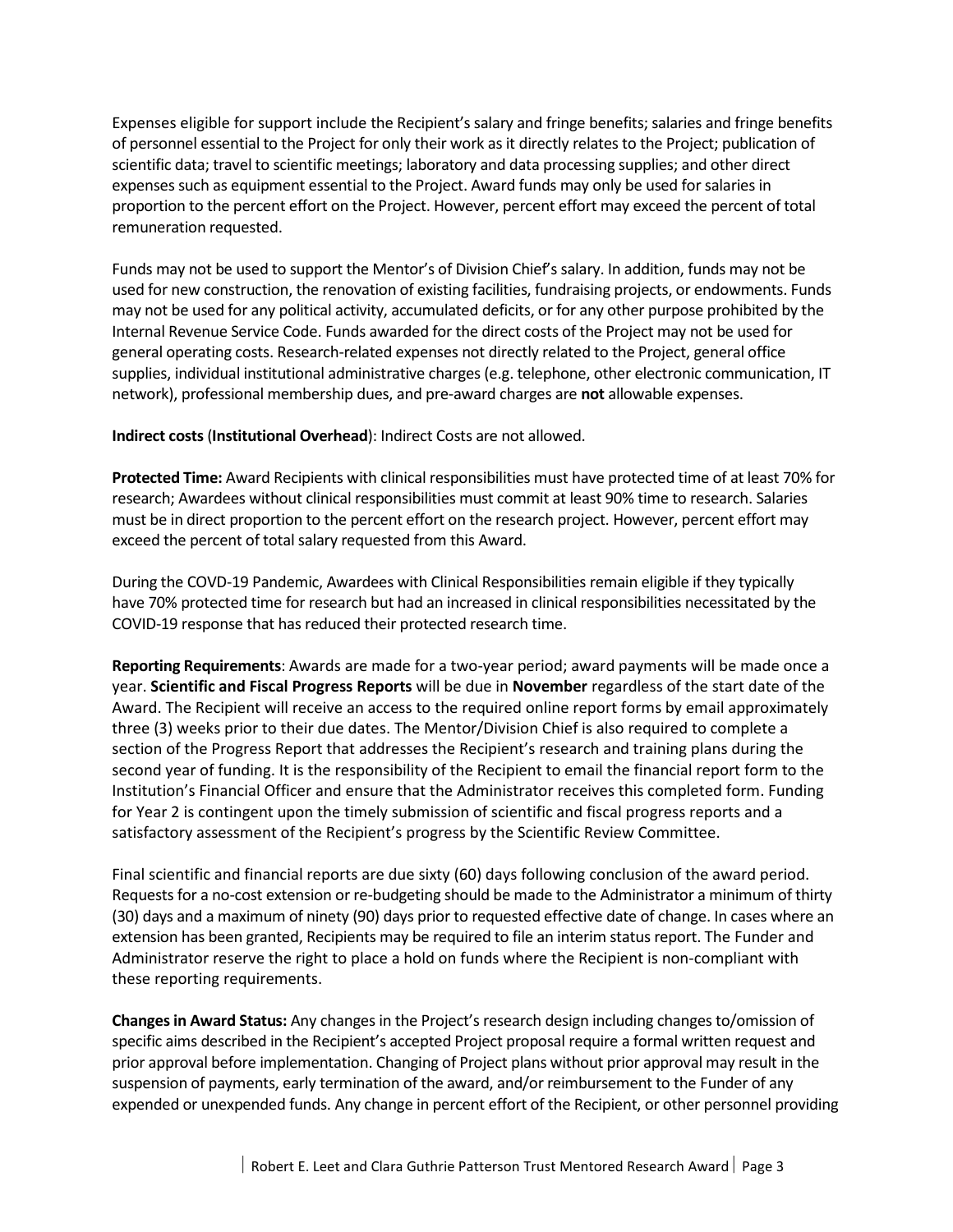Expenses eligible for support include the Recipient's salary and fringe benefits; salaries and fringe benefits of personnel essential to the Project for only their work as it directly relates to the Project; publication of scientific data; travel to scientific meetings; laboratory and data processing supplies; and other direct expenses such as equipment essential to the Project. Award funds may only be used for salaries in proportion to the percent effort on the Project. However, percent effort may exceed the percent of total remuneration requested.

Funds may not be used to support the Mentor's of Division Chief's salary. In addition, funds may not be used for new construction, the renovation of existing facilities, fundraising projects, or endowments. Funds may not be used for any political activity, accumulated deficits, or for any other purpose prohibited by the Internal Revenue Service Code. Funds awarded for the direct costs of the Project may not be used for general operating costs. Research-related expenses not directly related to the Project, general office supplies, individual institutional administrative charges (e.g. telephone, other electronic communication, IT network), professional membership dues, and pre-award charges are **not** allowable expenses.

**Indirect costs** (**Institutional Overhead**): Indirect Costs are not allowed.

**Protected Time:** Award Recipients with clinical responsibilities must have protected time of at least 70% for research; Awardees without clinical responsibilities must commit at least 90% time to research. Salaries must be in direct proportion to the percent effort on the research project. However, percent effort may exceed the percent of total salary requested from this Award.

During the COVD-19 Pandemic, Awardees with Clinical Responsibilities remain eligible if they typically have 70% protected time for research but had an increased in clinical responsibilities necessitated by the COVID-19 response that has reduced their protected research time.

**Reporting Requirements**: Awards are made for a two-year period; award payments will be made once a year. **Scientific and Fiscal Progress Reports** will be due in **November** regardless of the start date of the Award. The Recipient will receive an access to the required online report forms by email approximately three (3) weeks prior to their due dates. The Mentor/Division Chief is also required to complete a section of the Progress Report that addresses the Recipient's research and training plans during the second year of funding. It is the responsibility of the Recipient to email the financial report form to the Institution's Financial Officer and ensure that the Administrator receives this completed form. Funding for Year 2 is contingent upon the timely submission of scientific and fiscal progress reports and a satisfactory assessment of the Recipient's progress by the Scientific Review Committee.

Final scientific and financial reports are due sixty (60) days following conclusion of the award period. Requests for a no-cost extension or re-budgeting should be made to the Administrator a minimum of thirty (30) days and a maximum of ninety (90) days prior to requested effective date of change. In cases where an extension has been granted, Recipients may be required to file an interim status report. The Funder and Administrator reserve the right to place a hold on funds where the Recipient is non-compliant with these reporting requirements.

**Changes in Award Status:** Any changes in the Project's research design including changes to/omission of specific aims described in the Recipient's accepted Project proposal require a formal written request and prior approval before implementation. Changing of Project plans without prior approval may result in the suspension of payments, early termination of the award, and/or reimbursement to the Funder of any expended or unexpended funds. Any change in percent effort of the Recipient, or other personnel providing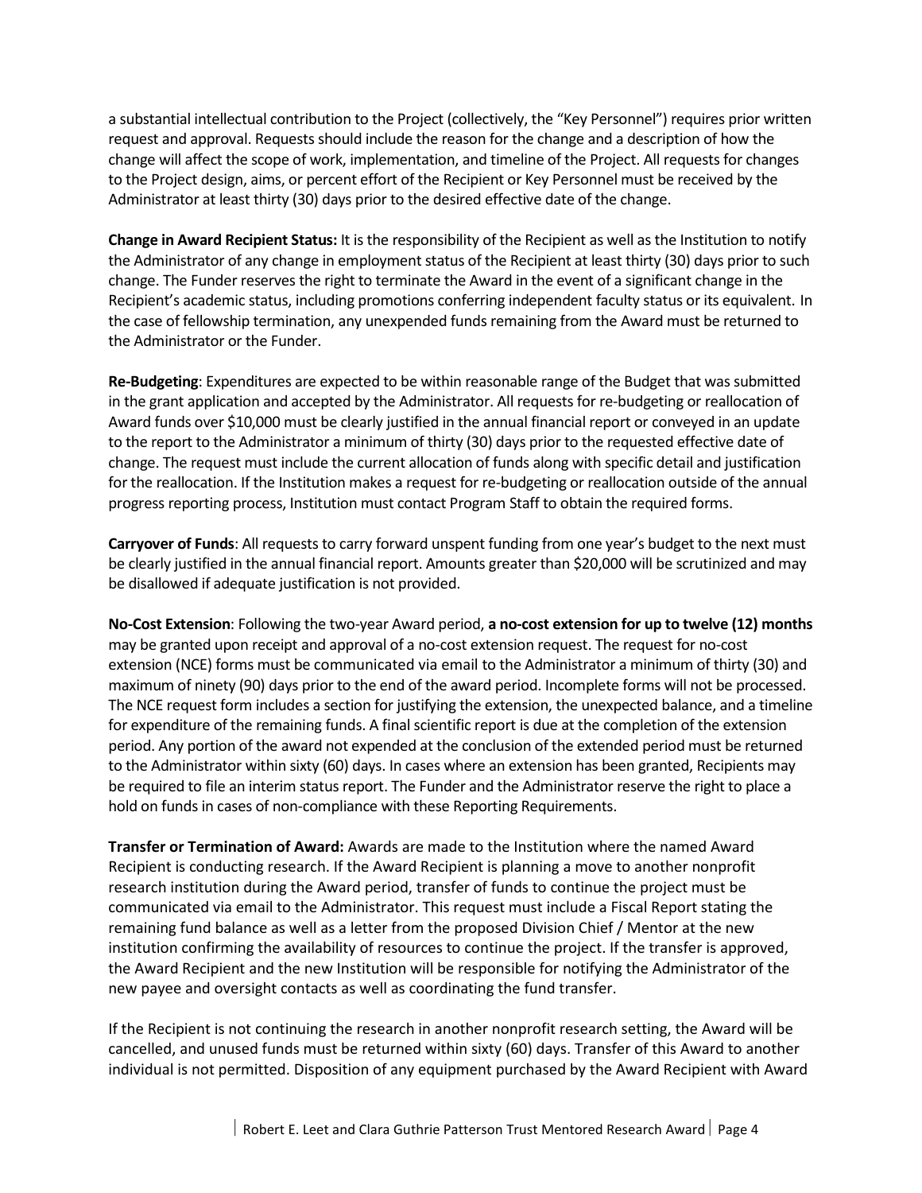a substantial intellectual contribution to the Project (collectively, the "Key Personnel") requires prior written request and approval. Requests should include the reason for the change and a description of how the change will affect the scope of work, implementation, and timeline of the Project. All requests for changes to the Project design, aims, or percent effort of the Recipient or Key Personnel must be received by the Administrator at least thirty (30) days prior to the desired effective date of the change.

**Change in Award Recipient Status:** It is the responsibility of the Recipient as well as the Institution to notify the Administrator of any change in employment status of the Recipient at least thirty (30) days prior to such change. The Funder reserves the right to terminate the Award in the event of a significant change in the Recipient's academic status, including promotions conferring independent faculty status or its equivalent. In the case of fellowship termination, any unexpended funds remaining from the Award must be returned to the Administrator or the Funder.

**Re-Budgeting**: Expenditures are expected to be within reasonable range of the Budget that was submitted in the grant application and accepted by the Administrator. All requests for re-budgeting or reallocation of Award funds over $10,000 must be clearly justified in the annual financial report or conveyed in an update to the report to the Administrator a minimum of thirty (30) days prior to the requested effective date of change. The request must include the current allocation of funds along with specific detail and justification for the reallocation. If the Institution makes a request for re-budgeting or reallocation outside of the annual progress reporting process, Institution must contact Program Staff to obtain the required forms.

**Carryover of Funds**: All requests to carry forward unspent funding from one year's budget to the next must be clearly justified in the annual financial report. Amounts greater than $20,000 will be scrutinized and may be disallowed if adequate justification is not provided.

**No-Cost Extension**: Following the two-year Award period, **a no-cost extension for up to twelve (12) months** may be granted upon receipt and approval of a no-cost extension request. The request for no-cost extension (NCE) forms must be communicated via email to the Administrator a minimum of thirty (30) and maximum of ninety (90) days prior to the end of the award period. Incomplete forms will not be processed. The NCE request form includes a section for justifying the extension, the unexpected balance, and a timeline for expenditure of the remaining funds. A final scientific report is due at the completion of the extension period. Any portion of the award not expended at the conclusion of the extended period must be returned to the Administrator within sixty (60) days. In cases where an extension has been granted, Recipients may be required to file an interim status report. The Funder and the Administrator reserve the right to place a hold on funds in cases of non-compliance with these Reporting Requirements.

**Transfer or Termination of Award:** Awards are made to the Institution where the named Award Recipient is conducting research. If the Award Recipient is planning a move to another nonprofit research institution during the Award period, transfer of funds to continue the project must be communicated via email to the Administrator. This request must include a Fiscal Report stating the remaining fund balance as well as a letter from the proposed Division Chief / Mentor at the new institution confirming the availability of resources to continue the project. If the transfer is approved, the Award Recipient and the new Institution will be responsible for notifying the Administrator of the new payee and oversight contacts as well as coordinating the fund transfer.

If the Recipient is not continuing the research in another nonprofit research setting, the Award will be cancelled, and unused funds must be returned within sixty (60) days. Transfer of this Award to another individual is not permitted. Disposition of any equipment purchased by the Award Recipient with Award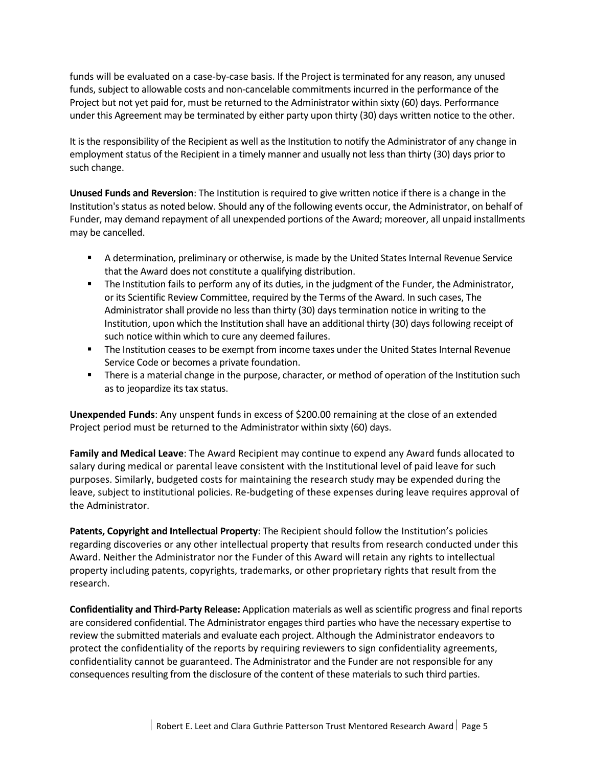funds will be evaluated on a case-by-case basis. If the Project is terminated for any reason, any unused funds, subject to allowable costs and non-cancelable commitments incurred in the performance of the Project but not yet paid for, must be returned to the Administrator within sixty (60) days. Performance under this Agreement may be terminated by either party upon thirty (30) days written notice to the other.

It is the responsibility of the Recipient as well as the Institution to notify the Administrator of any change in employment status of the Recipient in a timely manner and usually not less than thirty (30) days prior to such change.

**Unused Funds and Reversion**: The Institution is required to give written notice if there is a change in the Institution's status as noted below. Should any of the following events occur, the Administrator, on behalf of Funder, may demand repayment of all unexpended portions of the Award; moreover, all unpaid installments may be cancelled.

- A determination, preliminary or otherwise, is made by the United States Internal Revenue Service that the Award does not constitute a qualifying distribution.
- The Institution fails to perform any of its duties, in the judgment of the Funder, the Administrator, or its Scientific Review Committee, required by the Terms of the Award. In such cases, The Administrator shall provide no less than thirty (30) days termination notice in writing to the Institution, upon which the Institution shall have an additional thirty (30) days following receipt of such notice within which to cure any deemed failures.
- The Institution ceases to be exempt from income taxes under the United States Internal Revenue Service Code or becomes a private foundation.
- There is a material change in the purpose, character, or method of operation of the Institution such as to jeopardize its tax status.

**Unexpended Funds**: Any unspent funds in excess of $200.00 remaining at the close of an extended Project period must be returned to the Administrator within sixty (60) days.

**Family and Medical Leave**: The Award Recipient may continue to expend any Award funds allocated to salary during medical or parental leave consistent with the Institutional level of paid leave for such purposes. Similarly, budgeted costs for maintaining the research study may be expended during the leave, subject to institutional policies. Re-budgeting of these expenses during leave requires approval of the Administrator.

**Patents, Copyright and Intellectual Property**: The Recipient should follow the Institution's policies regarding discoveries or any other intellectual property that results from research conducted under this Award. Neither the Administrator nor the Funder of this Award will retain any rights to intellectual property including patents, copyrights, trademarks, or other proprietary rights that result from the research.

**Confidentiality and Third-Party Release:** Application materials as well as scientific progress and final reports are considered confidential. The Administrator engages third parties who have the necessary expertise to review the submitted materials and evaluate each project. Although the Administrator endeavors to protect the confidentiality of the reports by requiring reviewers to sign confidentiality agreements, confidentiality cannot be guaranteed. The Administrator and the Funder are not responsible for any consequences resulting from the disclosure of the content of these materials to such third parties.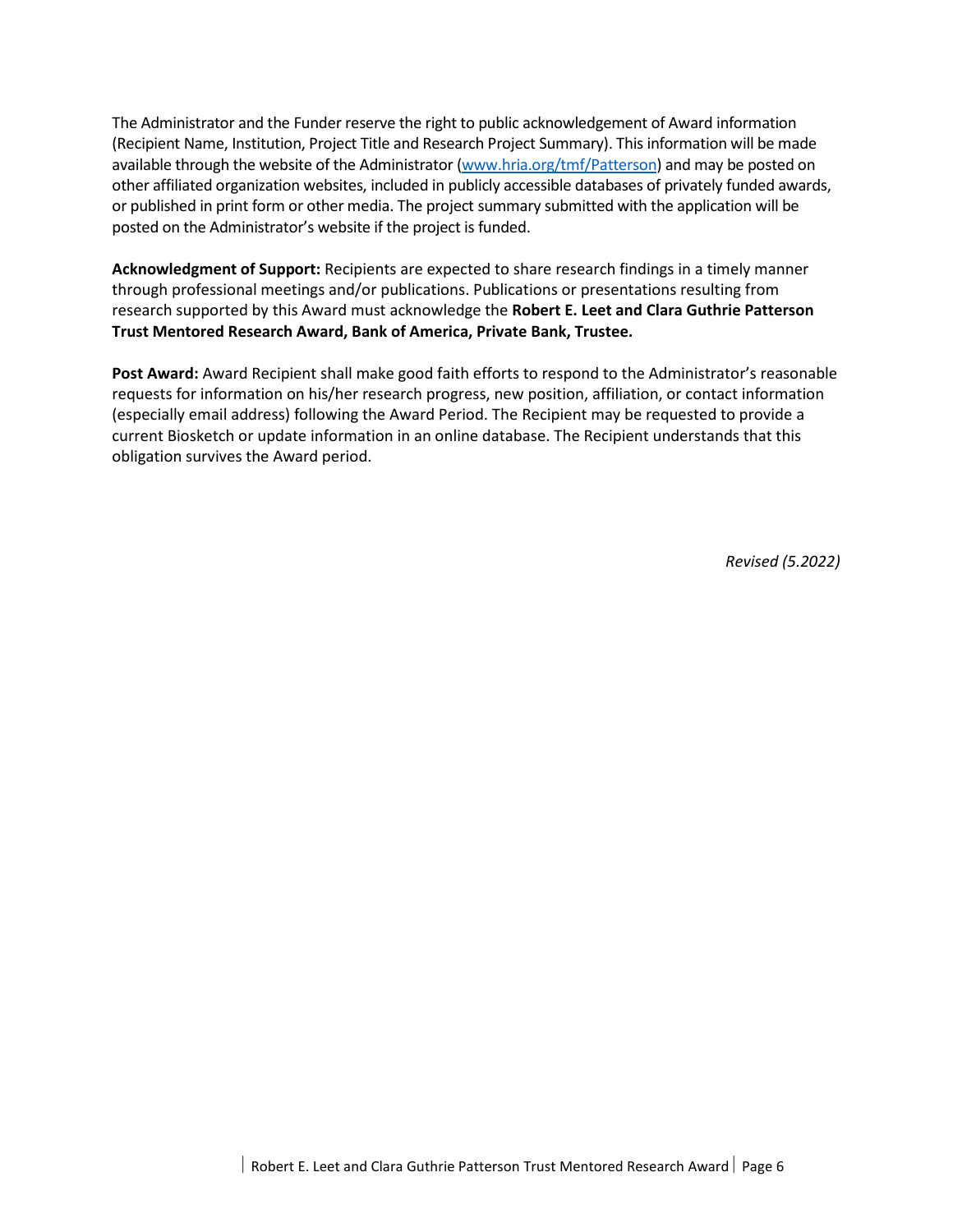The Administrator and the Funder reserve the right to public acknowledgement of Award information (Recipient Name, Institution, Project Title and Research Project Summary). This information will be made available through the website of the Administrator ([www.hria.org/tmf/Patterson](www.hria.org/tmf/Patterson)) and may be posted on other affiliated organization websites, included in publicly accessible databases of privately funded awards, or published in print form or other media. The project summary submitted with the application will be posted on the Administrator's website if the project is funded.

**Acknowledgment of Support:** Recipients are expected to share research findings in a timely manner through professional meetings and/or publications. Publications or presentations resulting from research supported by this Award must acknowledge the **Robert E. Leet and Clara Guthrie Patterson Trust Mentored Research Award, Bank of America, Private Bank, Trustee.**

**Post Award:** Award Recipient shall make good faith efforts to respond to the Administrator's reasonable requests for information on his/her research progress, new position, affiliation, or contact information (especially email address) following the Award Period. The Recipient may be requested to provide a current Biosketch or update information in an online database. The Recipient understands that this obligation survives the Award period.

*Revised (5.2022)*